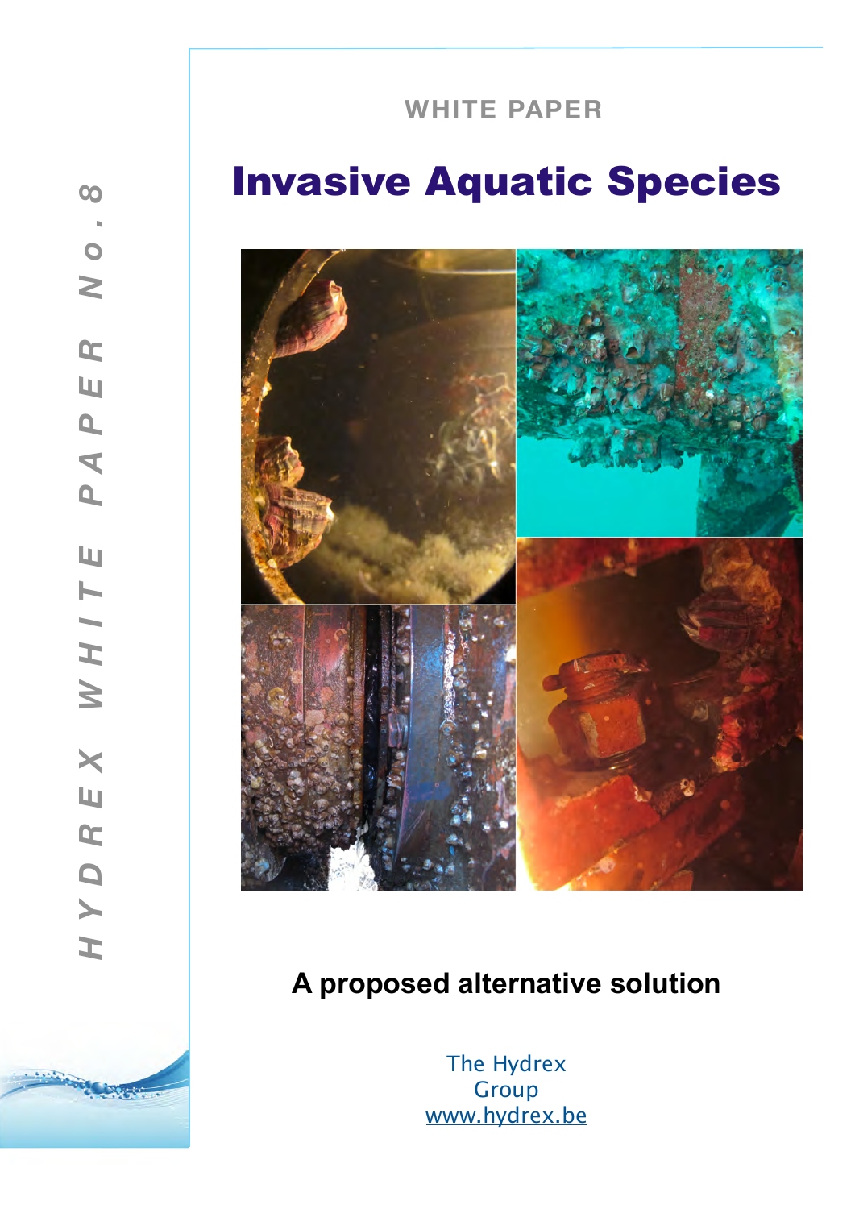HYDREX WHITE PAPER No. 8

WHITE PAPER

# Invasive Aquatic Species

## A proposed alternative solution

The Hydrex Group
www.hydrex.be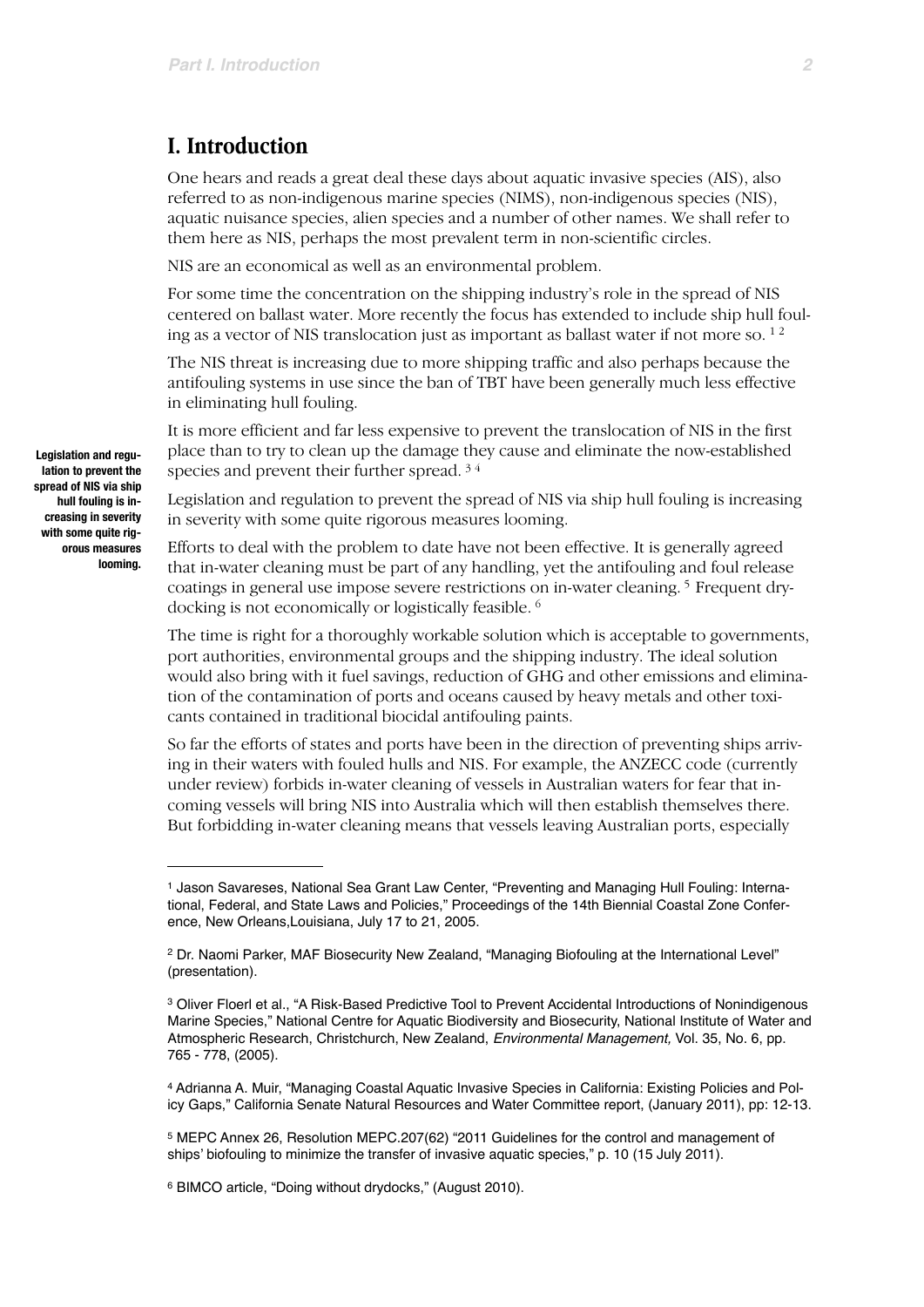# I. Introduction

One hears and reads a great deal these days about aquatic invasive species (AIS), also referred to as non-indigenous marine species (NIMS), non-indigenous species (NIS), aquatic nuisance species, alien species and a number of other names. We shall refer to them here as NIS, perhaps the most prevalent term in non-scientific circles.

NIS are an economical as well as an environmental problem.

For some time the concentration on the shipping industry's role in the spread of NIS centered on ballast water. More recently the focus has extended to include ship hull fouling as a vector of NIS translocation just as important as ballast water if not more so. [1 2]

The NIS threat is increasing due to more shipping traffic and also perhaps because the antifouling systems in use since the ban of TBT have been generally much less effective in eliminating hull fouling.

It is more efficient and far less expensive to prevent the translocation of NIS in the first place than to try to clean up the damage they cause and eliminate the now-established species and prevent their further spread. [3 4]

**Legislation and regulation to prevent the spread of NIS via ship hull fouling is increasing in severity with some quite rigorous measures looming.**

Legislation and regulation to prevent the spread of NIS via ship hull fouling is increasing in severity with some quite rigorous measures looming.

Efforts to deal with the problem to date have not been effective. It is generally agreed that in-water cleaning must be part of any handling, yet the antifouling and foul release coatings in general use impose severe restrictions on in-water cleaning. [5] Frequent drydocking is not economically or logistically feasible. [6]

The time is right for a thoroughly workable solution which is acceptable to governments, port authorities, environmental groups and the shipping industry. The ideal solution would also bring with it fuel savings, reduction of GHG and other emissions and elimination of the contamination of ports and oceans caused by heavy metals and other toxicants contained in traditional biocidal antifouling paints.

So far the efforts of states and ports have been in the direction of preventing ships arriving in their waters with fouled hulls and NIS. For example, the ANZECC code (currently under review) forbids in-water cleaning of vessels in Australian waters for fear that incoming vessels will bring NIS into Australia which will then establish themselves there. But forbidding in-water cleaning means that vessels leaving Australian ports, especially

---

[1] Jason Savareses, National Sea Grant Law Center, "Preventing and Managing Hull Fouling: International, Federal, and State Laws and Policies," Proceedings of the 14th Biennial Coastal Zone Conference, New Orleans,Louisiana, July 17 to 21, 2005.

[2] Dr. Naomi Parker, MAF Biosecurity New Zealand, "Managing Biofouling at the International Level" (presentation).

[3] Oliver Floerl et al., "A Risk-Based Predictive Tool to Prevent Accidental Introductions of Nonindigenous Marine Species," National Centre for Aquatic Biodiversity and Biosecurity, National Institute of Water and Atmospheric Research, Christchurch, New Zealand, *Environmental Management,* Vol. 35, No. 6, pp. 765 - 778, (2005).

[4] Adrianna A. Muir, "Managing Coastal Aquatic Invasive Species in California: Existing Policies and Policy Gaps," California Senate Natural Resources and Water Committee report, (January 2011), pp: 12-13.

[5] MEPC Annex 26, Resolution MEPC.207(62) "2011 Guidelines for the control and management of ships' biofouling to minimize the transfer of invasive aquatic species," p. 10 (15 July 2011).

[6] BIMCO article, "Doing without drydocks," (August 2010).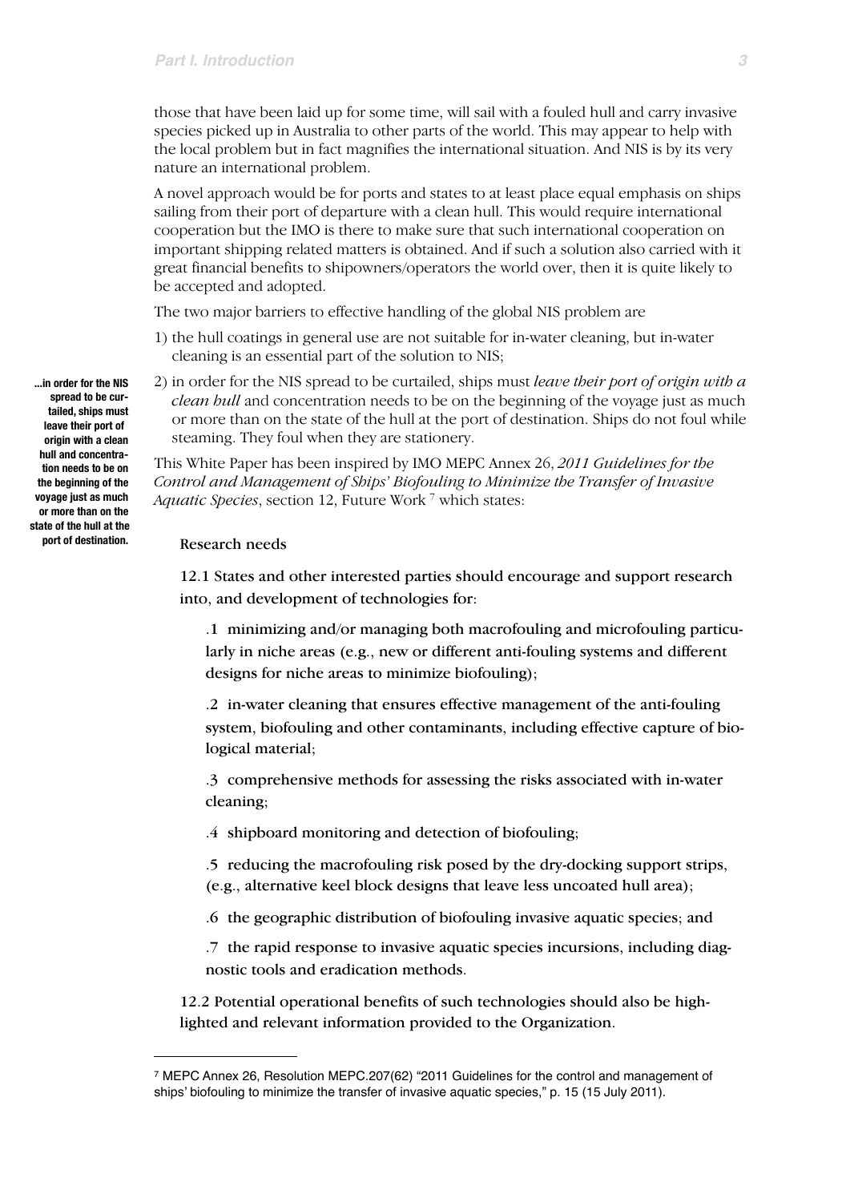those that have been laid up for some time, will sail with a fouled hull and carry invasive species picked up in Australia to other parts of the world. This may appear to help with the local problem but in fact magnifies the international situation. And NIS is by its very nature an international problem.

A novel approach would be for ports and states to at least place equal emphasis on ships sailing from their port of departure with a clean hull. This would require international cooperation but the IMO is there to make sure that such international cooperation on important shipping related matters is obtained. And if such a solution also carried with it great financial benefits to shipowners/operators the world over, then it is quite likely to be accepted and adopted.

The two major barriers to effective handling of the global NIS problem are

1) the hull coatings in general use are not suitable for in-water cleaning, but in-water cleaning is an essential part of the solution to NIS;
2) in order for the NIS spread to be curtailed, ships must *leave their port of origin with a clean hull* and concentration needs to be on the beginning of the voyage just as much or more than on the state of the hull at the port of destination. Ships do not foul while steaming. They foul when they are stationery.

**...in order for the NIS spread to be curtailed, ships must leave their port of origin with a clean hull and concentration needs to be on the beginning of the voyage just as much or more than on the state of the hull at the port of destination.**

This White Paper has been inspired by IMO MEPC Annex 26, *2011 Guidelines for the Control and Management of Ships' Biofouling to Minimize the Transfer of Invasive Aquatic Species*, section 12, Future Work [7] which states:

> Research needs
>
> 12.1 States and other interested parties should encourage and support research into, and development of technologies for:
>
> .1 minimizing and/or managing both macrofouling and microfouling particularly in niche areas (e.g., new or different anti-fouling systems and different designs for niche areas to minimize biofouling);
>
> .2 in-water cleaning that ensures effective management of the anti-fouling system, biofouling and other contaminants, including effective capture of biological material;
>
> .3 comprehensive methods for assessing the risks associated with in-water cleaning;
>
> .4 shipboard monitoring and detection of biofouling;
>
> .5 reducing the macrofouling risk posed by the dry-docking support strips, (e.g., alternative keel block designs that leave less uncoated hull area);
>
> .6 the geographic distribution of biofouling invasive aquatic species; and
>
> .7 the rapid response to invasive aquatic species incursions, including diagnostic tools and eradication methods.
>
> 12.2 Potential operational benefits of such technologies should also be highlighted and relevant information provided to the Organization.

---

[7] MEPC Annex 26, Resolution MEPC.207(62) "2011 Guidelines for the control and management of ships' biofouling to minimize the transfer of invasive aquatic species," p. 15 (15 July 2011).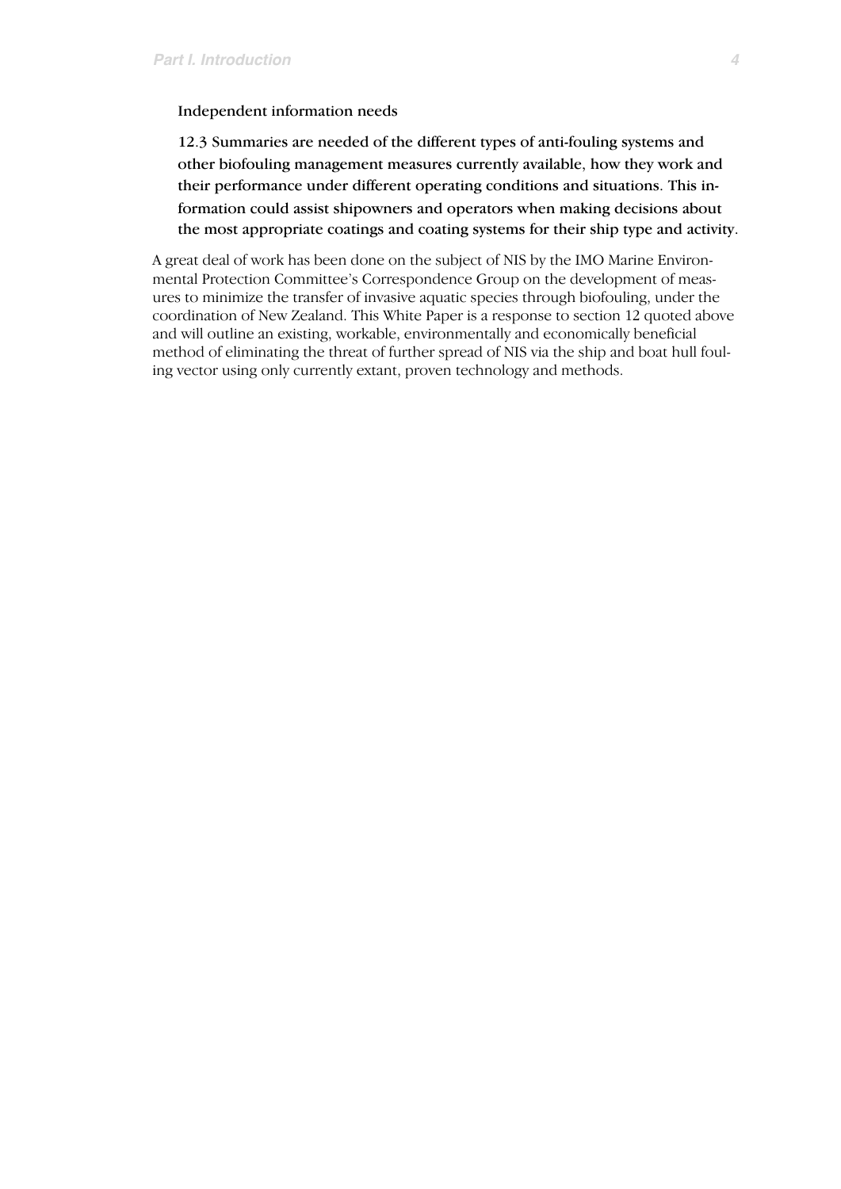Independent information needs

> 12.3 Summaries are needed of the different types of anti-fouling systems and other biofouling management measures currently available, how they work and their performance under different operating conditions and situations. This information could assist shipowners and operators when making decisions about the most appropriate coatings and coating systems for their ship type and activity.

A great deal of work has been done on the subject of NIS by the IMO Marine Environmental Protection Committee's Correspondence Group on the development of measures to minimize the transfer of invasive aquatic species through biofouling, under the coordination of New Zealand. This White Paper is a response to section 12 quoted above and will outline an existing, workable, environmentally and economically beneficial method of eliminating the threat of further spread of NIS via the ship and boat hull fouling vector using only currently extant, proven technology and methods.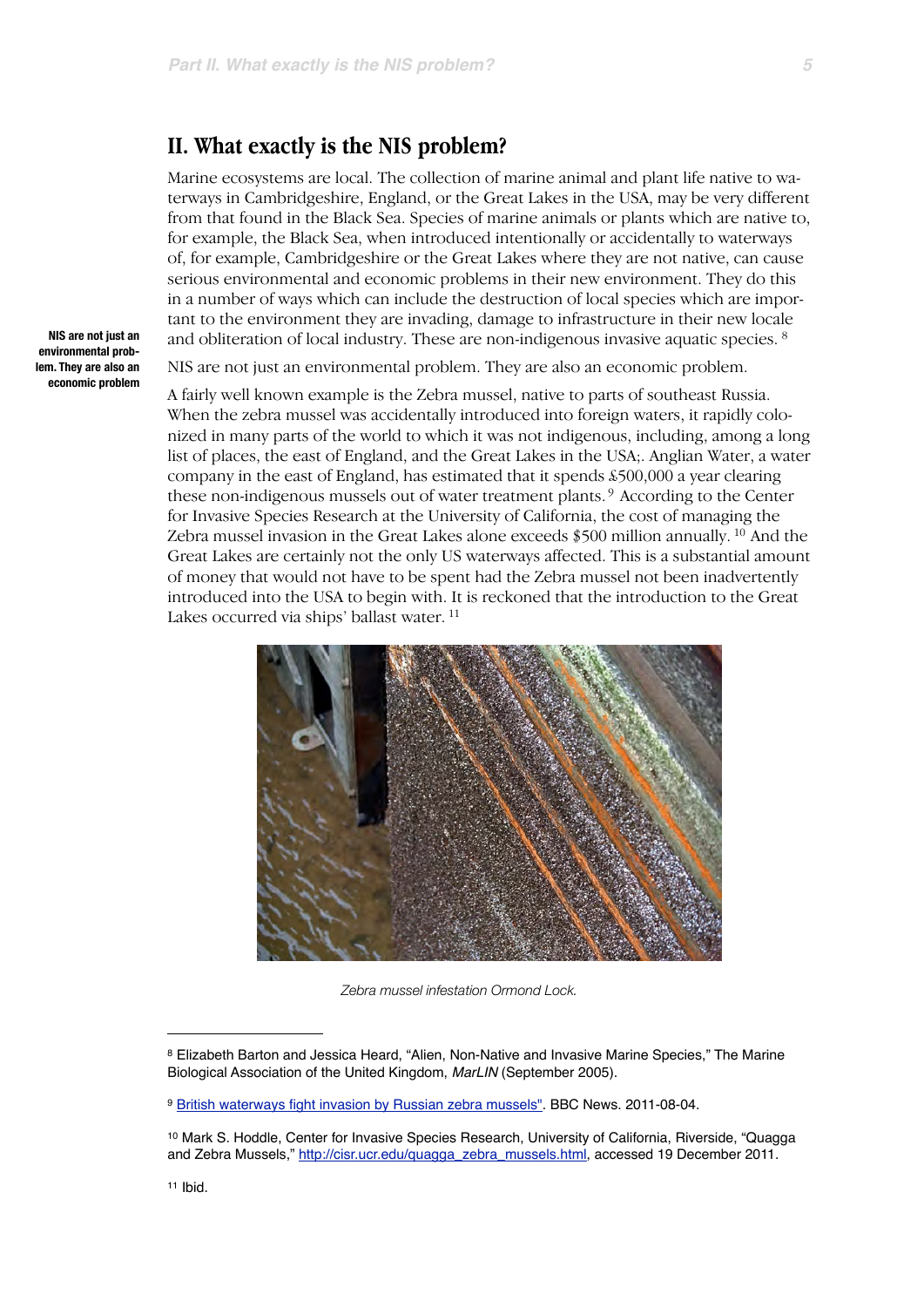## II. What exactly is the NIS problem?

Marine ecosystems are local. The collection of marine animal and plant life native to waterways in Cambridgeshire, England, or the Great Lakes in the USA, may be very different from that found in the Black Sea. Species of marine animals or plants which are native to, for example, the Black Sea, when introduced intentionally or accidentally to waterways of, for example, Cambridgeshire or the Great Lakes where they are not native, can cause serious environmental and economic problems in their new environment. They do this in a number of ways which can include the destruction of local species which are important to the environment they are invading, damage to infrastructure in their new locale and obliteration of local industry. These are non-indigenous invasive aquatic species.[8]

**NIS are not just an environmental problem. They are also an economic problem**

NIS are not just an environmental problem. They are also an economic problem.

A fairly well known example is the Zebra mussel, native to parts of southeast Russia. When the zebra mussel was accidentally introduced into foreign waters, it rapidly colonized in many parts of the world to which it was not indigenous, including, among a long list of places, the east of England, and the Great Lakes in the USA;. Anglian Water, a water company in the east of England, has estimated that it spends £500,000 a year clearing these non-indigenous mussels out of water treatment plants.[9] According to the Center for Invasive Species Research at the University of California, the cost of managing the Zebra mussel invasion in the Great Lakes alone exceeds $500 million annually.[10] And the Great Lakes are certainly not the only US waterways affected. This is a substantial amount of money that would not have to be spent had the Zebra mussel not been inadvertently introduced into the USA to begin with. It is reckoned that the introduction to the Great Lakes occurred via ships' ballast water.[11]

*Zebra mussel infestation Ormond Lock.*

---

[8] Elizabeth Barton and Jessica Heard, "Alien, Non-Native and Invasive Marine Species," The Marine Biological Association of the United Kingdom, *MarLIN* (September 2005).

[9] British waterways fight invasion by Russian zebra mussels". BBC News. 2011-08-04.

[10] Mark S. Hoddle, Center for Invasive Species Research, University of California, Riverside, "Quagga and Zebra Mussels," http://cisr.ucr.edu/quagga_zebra_mussels.html, accessed 19 December 2011.

[11] Ibid.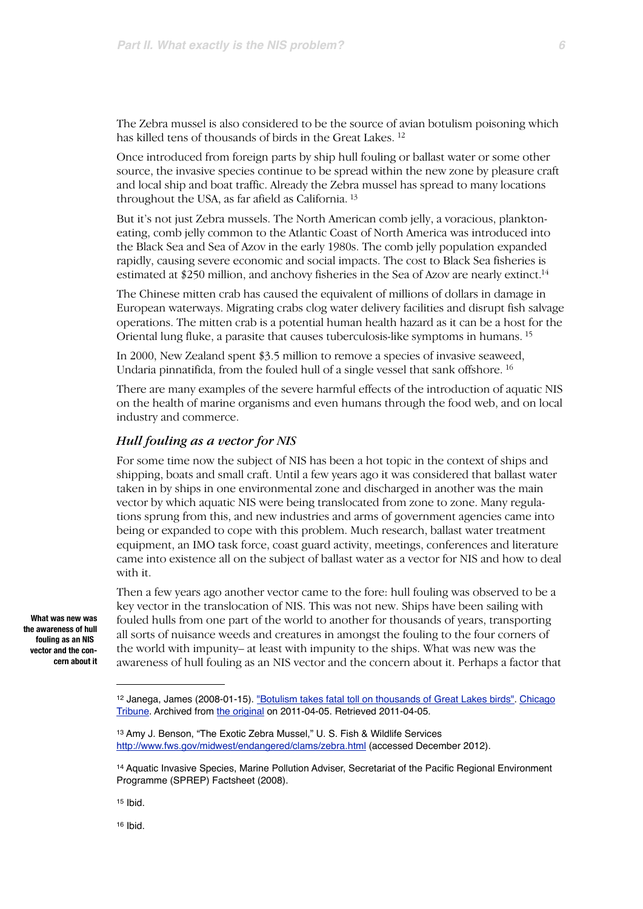The Zebra mussel is also considered to be the source of avian botulism poisoning which has killed tens of thousands of birds in the Great Lakes. [12]

Once introduced from foreign parts by ship hull fouling or ballast water or some other source, the invasive species continue to be spread within the new zone by pleasure craft and local ship and boat traffic. Already the Zebra mussel has spread to many locations throughout the USA, as far afield as California. [13]

But it's not just Zebra mussels. The North American comb jelly, a voracious, plankton-eating, comb jelly common to the Atlantic Coast of North America was introduced into the Black Sea and Sea of Azov in the early 1980s. The comb jelly population expanded rapidly, causing severe economic and social impacts. The cost to Black Sea fisheries is estimated at $250 million, and anchovy fisheries in the Sea of Azov are nearly extinct.[14]

The Chinese mitten crab has caused the equivalent of millions of dollars in damage in European waterways. Migrating crabs clog water delivery facilities and disrupt fish salvage operations. The mitten crab is a potential human health hazard as it can be a host for the Oriental lung fluke, a parasite that causes tuberculosis-like symptoms in humans. [15]

In 2000, New Zealand spent $3.5 million to remove a species of invasive seaweed, Undaria pinnatifida, from the fouled hull of a single vessel that sank offshore. [16]

There are many examples of the severe harmful effects of the introduction of aquatic NIS on the health of marine organisms and even humans through the food web, and on local industry and commerce.

### *Hull fouling as a vector for NIS*

For some time now the subject of NIS has been a hot topic in the context of ships and shipping, boats and small craft. Until a few years ago it was considered that ballast water taken in by ships in one environmental zone and discharged in another was the main vector by which aquatic NIS were being translocated from zone to zone. Many regulations sprung from this, and new industries and arms of government agencies came into being or expanded to cope with this problem. Much research, ballast water treatment equipment, an IMO task force, coast guard activity, meetings, conferences and literature came into existence all on the subject of ballast water as a vector for NIS and how to deal with it.

**What was new was the awareness of hull fouling as an NIS vector and the concern about it**

Then a few years ago another vector came to the fore: hull fouling was observed to be a key vector in the translocation of NIS. This was not new. Ships have been sailing with fouled hulls from one part of the world to another for thousands of years, transporting all sorts of nuisance weeds and creatures in amongst the fouling to the four corners of the world with impunity– at least with impunity to the ships. What was new was the awareness of hull fouling as an NIS vector and the concern about it. Perhaps a factor that

---

[12] Janega, James (2008-01-15). "Botulism takes fatal toll on thousands of Great Lakes birds". Chicago Tribune. Archived from the original on 2011-04-05. Retrieved 2011-04-05.

[13] Amy J. Benson, "The Exotic Zebra Mussel," U. S. Fish & Wildlife Services http://www.fws.gov/midwest/endangered/clams/zebra.html (accessed December 2012).

[14] Aquatic Invasive Species, Marine Pollution Adviser, Secretariat of the Pacific Regional Environment Programme (SPREP) Factsheet (2008).

[15] Ibid.

[16] Ibid.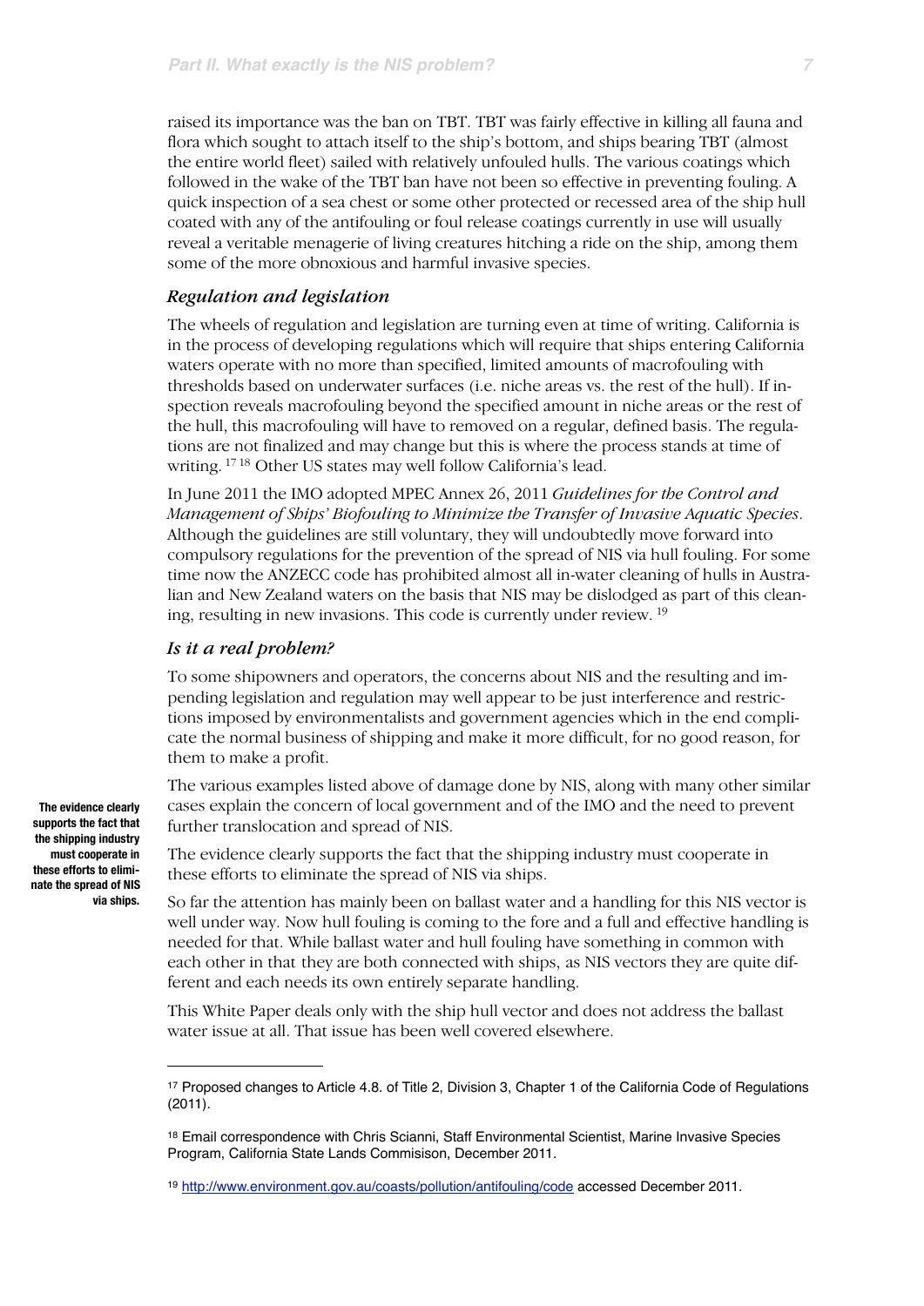raised its importance was the ban on TBT. TBT was fairly effective in killing all fauna and flora which sought to attach itself to the ship's bottom, and ships bearing TBT (almost the entire world fleet) sailed with relatively unfouled hulls. The various coatings which followed in the wake of the TBT ban have not been so effective in preventing fouling. A quick inspection of a sea chest or some other protected or recessed area of the ship hull coated with any of the antifouling or foul release coatings currently in use will usually reveal a veritable menagerie of living creatures hitching a ride on the ship, among them some of the more obnoxious and harmful invasive species.

### *Regulation and legislation*

The wheels of regulation and legislation are turning even at time of writing. California is in the process of developing regulations which will require that ships entering California waters operate with no more than specified, limited amounts of macrofouling with thresholds based on underwater surfaces (i.e. niche areas vs. the rest of the hull). If inspection reveals macrofouling beyond the specified amount in niche areas or the rest of the hull, this macrofouling will have to removed on a regular, defined basis. The regulations are not finalized and may change but this is where the process stands at time of writing. [17] [18] Other US states may well follow California's lead.

In June 2011 the IMO adopted MPEC Annex 26, 2011 *Guidelines for the Control and Management of Ships' Biofouling to Minimize the Transfer of Invasive Aquatic Species*. Although the guidelines are still voluntary, they will undoubtedly move forward into compulsory regulations for the prevention of the spread of NIS via hull fouling. For some time now the ANZECC code has prohibited almost all in-water cleaning of hulls in Australian and New Zealand waters on the basis that NIS may be dislodged as part of this cleaning, resulting in new invasions. This code is currently under review. [19]

### *Is it a real problem?*

To some shipowners and operators, the concerns about NIS and the resulting and impending legislation and regulation may well appear to be just interference and restrictions imposed by environmentalists and government agencies which in the end complicate the normal business of shipping and make it more difficult, for no good reason, for them to make a profit.

**The evidence clearly supports the fact that the shipping industry must cooperate in these efforts to eliminate the spread of NIS via ships.**

The various examples listed above of damage done by NIS, along with many other similar cases explain the concern of local government and of the IMO and the need to prevent further translocation and spread of NIS.

The evidence clearly supports the fact that the shipping industry must cooperate in these efforts to eliminate the spread of NIS via ships.

So far the attention has mainly been on ballast water and a handling for this NIS vector is well under way. Now hull fouling is coming to the fore and a full and effective handling is needed for that. While ballast water and hull fouling have something in common with each other in that they are both connected with ships, as NIS vectors they are quite different and each needs its own entirely separate handling.

This White Paper deals only with the ship hull vector and does not address the ballast water issue at all. That issue has been well covered elsewhere.

---

[17] Proposed changes to Article 4.8. of Title 2, Division 3, Chapter 1 of the California Code of Regulations (2011).

[18] Email correspondence with Chris Scianni, Staff Environmental Scientist, Marine Invasive Species Program, California State Lands Commisison, December 2011.

[19] http://www.environment.gov.au/coasts/pollution/antifouling/code accessed December 2011.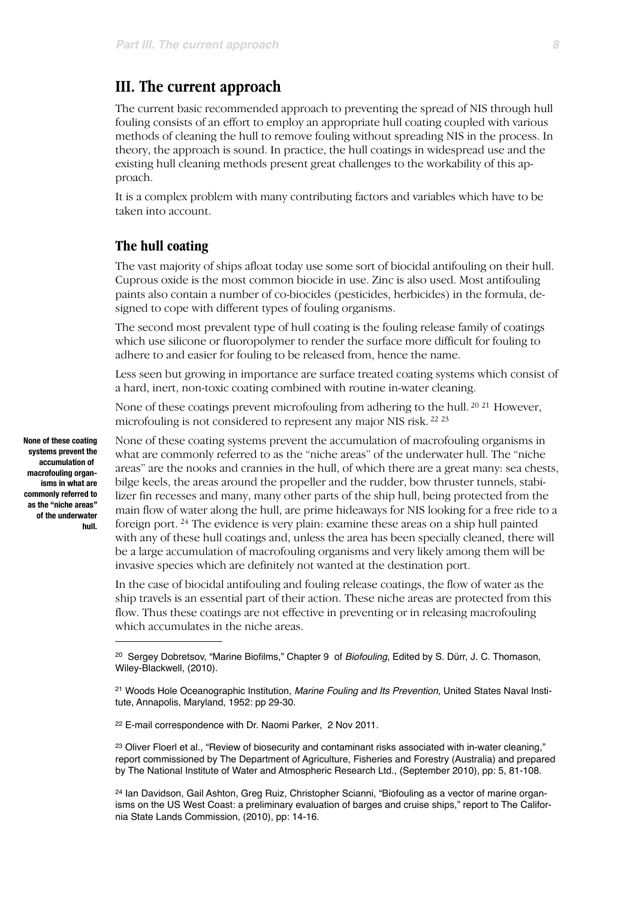## III. The current approach

The current basic recommended approach to preventing the spread of NIS through hull fouling consists of an effort to employ an appropriate hull coating coupled with various methods of cleaning the hull to remove fouling without spreading NIS in the process. In theory, the approach is sound. In practice, the hull coatings in widespread use and the existing hull cleaning methods present great challenges to the workability of this approach.

It is a complex problem with many contributing factors and variables which have to be taken into account.

### The hull coating

The vast majority of ships afloat today use some sort of biocidal antifouling on their hull. Cuprous oxide is the most common biocide in use. Zinc is also used. Most antifouling paints also contain a number of co-biocides (pesticides, herbicides) in the formula, designed to cope with different types of fouling organisms.

The second most prevalent type of hull coating is the fouling release family of coatings which use silicone or fluoropolymer to render the surface more difficult for fouling to adhere to and easier for fouling to be released from, hence the name.

Less seen but growing in importance are surface treated coating systems which consist of a hard, inert, non-toxic coating combined with routine in-water cleaning.

None of these coatings prevent microfouling from adhering to the hull.[20] [21] However, microfouling is not considered to represent any major NIS risk.[22] [23]

**None of these coating systems prevent the accumulation of macrofouling organisms in what are commonly referred to as the "niche areas" of the underwater hull.**

None of these coating systems prevent the accumulation of macrofouling organisms in what are commonly referred to as the "niche areas" of the underwater hull. The "niche areas" are the nooks and crannies in the hull, of which there are a great many: sea chests, bilge keels, the areas around the propeller and the rudder, bow thruster tunnels, stabilizer fin recesses and many, many other parts of the ship hull, being protected from the main flow of water along the hull, are prime hideaways for NIS looking for a free ride to a foreign port.[24] The evidence is very plain: examine these areas on a ship hull painted with any of these hull coatings and, unless the area has been specially cleaned, there will be a large accumulation of macrofouling organisms and very likely among them will be invasive species which are definitely not wanted at the destination port.

In the case of biocidal antifouling and fouling release coatings, the flow of water as the ship travels is an essential part of their action. These niche areas are protected from this flow. Thus these coatings are not effective in preventing or in releasing macrofouling which accumulates in the niche areas.

---

[20] Sergey Dobretsov, "Marine Biofilms," Chapter 9 of *Biofouling*, Edited by S. Dürr, J. C. Thomason, Wiley-Blackwell, (2010).

[21] Woods Hole Oceanographic Institution, *Marine Fouling and Its Prevention,* United States Naval Institute, Annapolis, Maryland, 1952: pp 29-30.

[22] E-mail correspondence with Dr. Naomi Parker, 2 Nov 2011.

[23] Oliver Floerl et al., "Review of biosecurity and contaminant risks associated with in-water cleaning," report commissioned by The Department of Agriculture, Fisheries and Forestry (Australia) and prepared by The National Institute of Water and Atmospheric Research Ltd., (September 2010), pp: 5, 81-108.

[24] Ian Davidson, Gail Ashton, Greg Ruiz, Christopher Scianni, "Biofouling as a vector of marine organisms on the US West Coast: a preliminary evaluation of barges and cruise ships," report to The California State Lands Commission, (2010), pp: 14-16.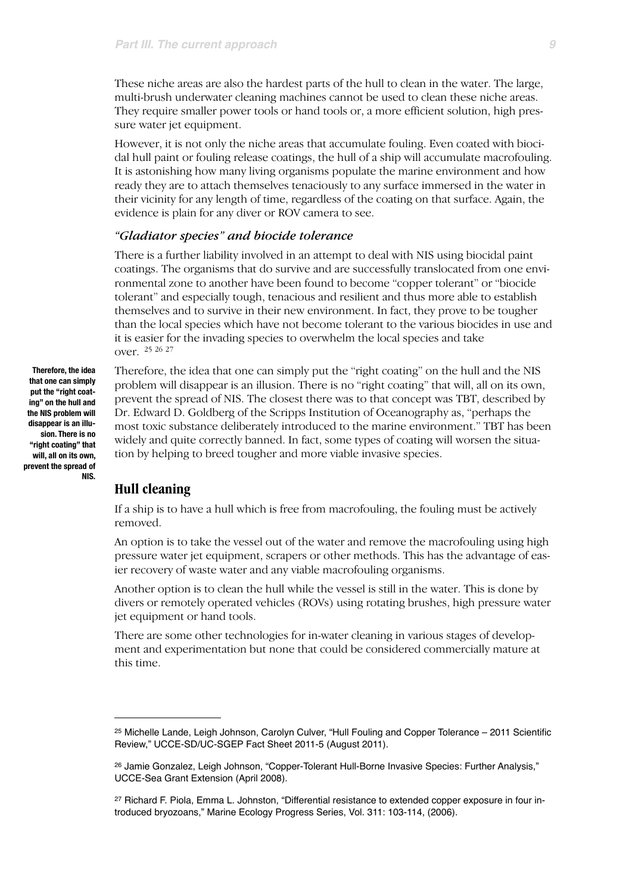These niche areas are also the hardest parts of the hull to clean in the water. The large, multi-brush underwater cleaning machines cannot be used to clean these niche areas. They require smaller power tools or hand tools or, a more efficient solution, high pressure water jet equipment.

However, it is not only the niche areas that accumulate fouling. Even coated with biocidal hull paint or fouling release coatings, the hull of a ship will accumulate macrofouling. It is astonishing how many living organisms populate the marine environment and how ready they are to attach themselves tenaciously to any surface immersed in the water in their vicinity for any length of time, regardless of the coating on that surface. Again, the evidence is plain for any diver or ROV camera to see.

### *"Gladiator species" and biocide tolerance*

There is a further liability involved in an attempt to deal with NIS using biocidal paint coatings. The organisms that do survive and are successfully translocated from one environmental zone to another have been found to become "copper tolerant" or "biocide tolerant" and especially tough, tenacious and resilient and thus more able to establish themselves and to survive in their new environment. In fact, they prove to be tougher than the local species which have not become tolerant to the various biocides in use and it is easier for the invading species to overwhelm the local species and take over. [25] [26] [27]

**Therefore, the idea that one can simply put the "right coating" on the hull and the NIS problem will disappear is an illusion. There is no "right coating" that will, all on its own, prevent the spread of NIS.**

Therefore, the idea that one can simply put the "right coating" on the hull and the NIS problem will disappear is an illusion. There is no "right coating" that will, all on its own, prevent the spread of NIS. The closest there was to that concept was TBT, described by Dr. Edward D. Goldberg of the Scripps Institution of Oceanography as, "perhaps the most toxic substance deliberately introduced to the marine environment." TBT has been widely and quite correctly banned. In fact, some types of coating will worsen the situation by helping to breed tougher and more viable invasive species.

## Hull cleaning

If a ship is to have a hull which is free from macrofouling, the fouling must be actively removed.

An option is to take the vessel out of the water and remove the macrofouling using high pressure water jet equipment, scrapers or other methods. This has the advantage of easier recovery of waste water and any viable macrofouling organisms.

Another option is to clean the hull while the vessel is still in the water. This is done by divers or remotely operated vehicles (ROVs) using rotating brushes, high pressure water jet equipment or hand tools.

There are some other technologies for in-water cleaning in various stages of development and experimentation but none that could be considered commercially mature at this time.

---

[25] Michelle Lande, Leigh Johnson, Carolyn Culver, "Hull Fouling and Copper Tolerance – 2011 Scientific Review," UCCE-SD/UC-SGEP Fact Sheet 2011-5 (August 2011).

[26] Jamie Gonzalez, Leigh Johnson, "Copper-Tolerant Hull-Borne Invasive Species: Further Analysis," UCCE-Sea Grant Extension (April 2008).

[27] Richard F. Piola, Emma L. Johnston, "Differential resistance to extended copper exposure in four introduced bryozoans," Marine Ecology Progress Series, Vol. 311: 103-114, (2006).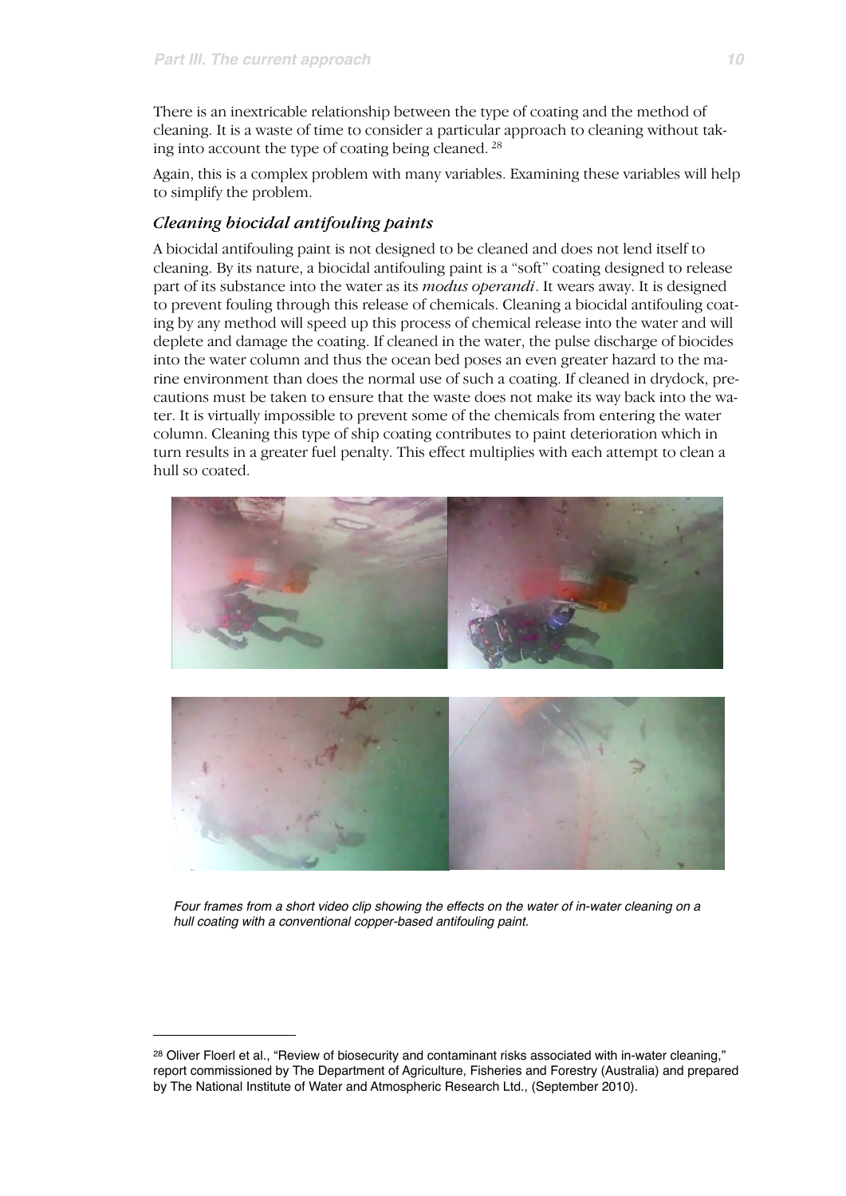There is an inextricable relationship between the type of coating and the method of cleaning. It is a waste of time to consider a particular approach to cleaning without taking into account the type of coating being cleaned. [28]

Again, this is a complex problem with many variables. Examining these variables will help to simplify the problem.

### *Cleaning biocidal antifouling paints*

A biocidal antifouling paint is not designed to be cleaned and does not lend itself to cleaning. By its nature, a biocidal antifouling paint is a "soft" coating designed to release part of its substance into the water as its *modus operandi*. It wears away. It is designed to prevent fouling through this release of chemicals. Cleaning a biocidal antifouling coating by any method will speed up this process of chemical release into the water and will deplete and damage the coating. If cleaned in the water, the pulse discharge of biocides into the water column and thus the ocean bed poses an even greater hazard to the marine environment than does the normal use of such a coating. If cleaned in drydock, precautions must be taken to ensure that the waste does not make its way back into the water. It is virtually impossible to prevent some of the chemicals from entering the water column. Cleaning this type of ship coating contributes to paint deterioration which in turn results in a greater fuel penalty. This effect multiplies with each attempt to clean a hull so coated.

*Four frames from a short video clip showing the effects on the water of in-water cleaning on a hull coating with a conventional copper-based antifouling paint.*

[28] Oliver Floerl et al., "Review of biosecurity and contaminant risks associated with in-water cleaning," report commissioned by The Department of Agriculture, Fisheries and Forestry (Australia) and prepared by The National Institute of Water and Atmospheric Research Ltd., (September 2010).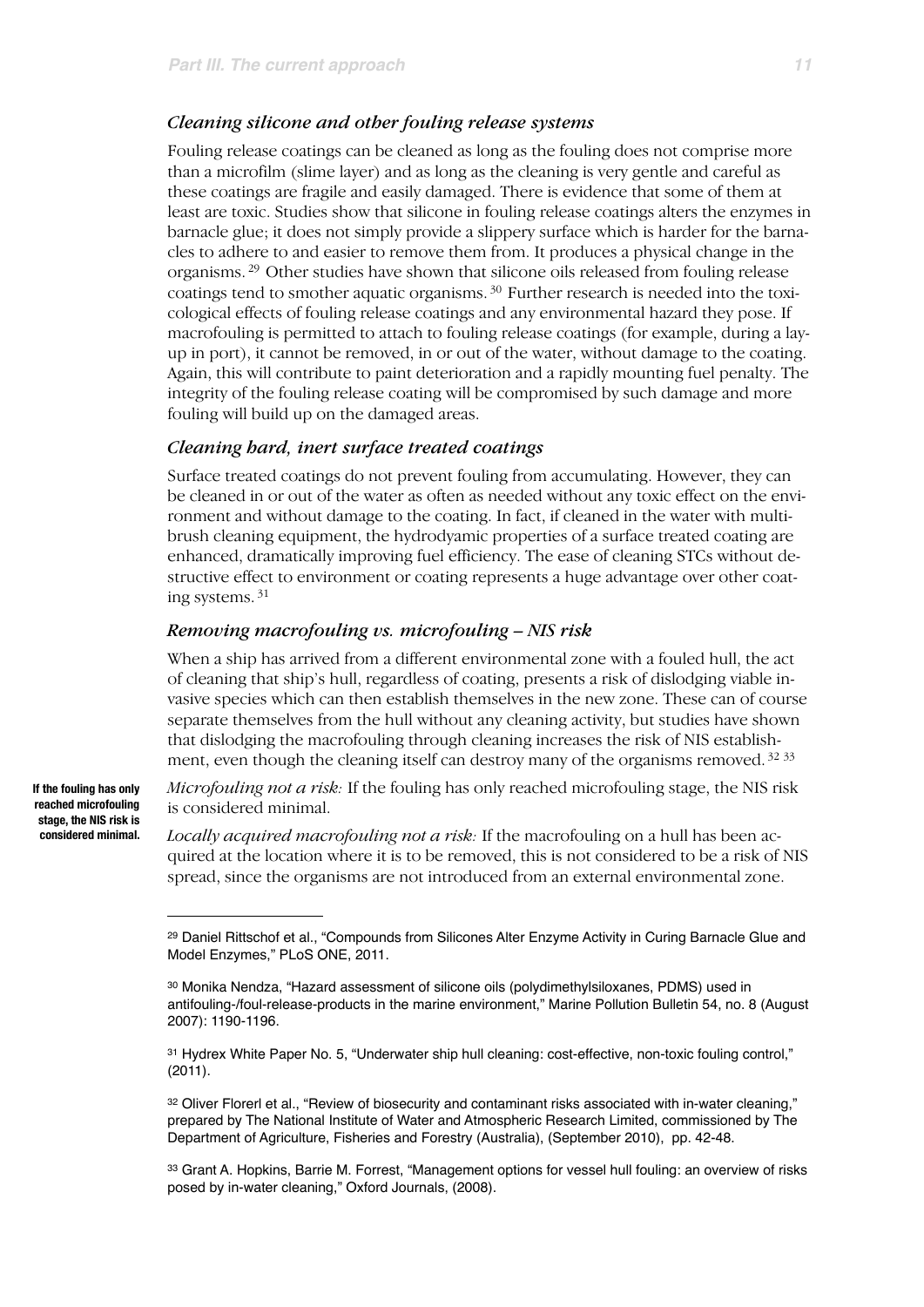### *Cleaning silicone and other fouling release systems*

Fouling release coatings can be cleaned as long as the fouling does not comprise more than a microfilm (slime layer) and as long as the cleaning is very gentle and careful as these coatings are fragile and easily damaged. There is evidence that some of them at least are toxic. Studies show that silicone in fouling release coatings alters the enzymes in barnacle glue; it does not simply provide a slippery surface which is harder for the barnacles to adhere to and easier to remove them from. It produces a physical change in the organisms.[29] Other studies have shown that silicone oils released from fouling release coatings tend to smother aquatic organisms.[30] Further research is needed into the toxicological effects of fouling release coatings and any environmental hazard they pose. If macrofouling is permitted to attach to fouling release coatings (for example, during a layup in port), it cannot be removed, in or out of the water, without damage to the coating. Again, this will contribute to paint deterioration and a rapidly mounting fuel penalty. The integrity of the fouling release coating will be compromised by such damage and more fouling will build up on the damaged areas.

### *Cleaning hard, inert surface treated coatings*

Surface treated coatings do not prevent fouling from accumulating. However, they can be cleaned in or out of the water as often as needed without any toxic effect on the environment and without damage to the coating. In fact, if cleaned in the water with multibrush cleaning equipment, the hydrodyamic properties of a surface treated coating are enhanced, dramatically improving fuel efficiency. The ease of cleaning STCs without destructive effect to environment or coating represents a huge advantage over other coating systems.[31]

### *Removing macrofouling vs. microfouling – NIS risk*

When a ship has arrived from a different environmental zone with a fouled hull, the act of cleaning that ship's hull, regardless of coating, presents a risk of dislodging viable invasive species which can then establish themselves in the new zone. These can of course separate themselves from the hull without any cleaning activity, but studies have shown that dislodging the macrofouling through cleaning increases the risk of NIS establishment, even though the cleaning itself can destroy many of the organisms removed.[32][33]

**If the fouling has only reached microfouling stage, the NIS risk is considered minimal.**

*Microfouling not a risk:* If the fouling has only reached microfouling stage, the NIS risk is considered minimal.

*Locally acquired macrofouling not a risk:* If the macrofouling on a hull has been acquired at the location where it is to be removed, this is not considered to be a risk of NIS spread, since the organisms are not introduced from an external environmental zone.

---

[29] Daniel Rittschof et al., "Compounds from Silicones Alter Enzyme Activity in Curing Barnacle Glue and Model Enzymes," PLoS ONE, 2011.

[30] Monika Nendza, "Hazard assessment of silicone oils (polydimethylsiloxanes, PDMS) used in antifouling-/foul-release-products in the marine environment," Marine Pollution Bulletin 54, no. 8 (August 2007): 1190-1196.

[31] Hydrex White Paper No. 5, "Underwater ship hull cleaning: cost-effective, non-toxic fouling control," (2011).

[32] Oliver Floerl et al., "Review of biosecurity and contaminant risks associated with in-water cleaning," prepared by The National Institute of Water and Atmospheric Research Limited, commissioned by The Department of Agriculture, Fisheries and Forestry (Australia), (September 2010), pp. 42-48.

[33] Grant A. Hopkins, Barrie M. Forrest, "Management options for vessel hull fouling: an overview of risks posed by in-water cleaning," Oxford Journals, (2008).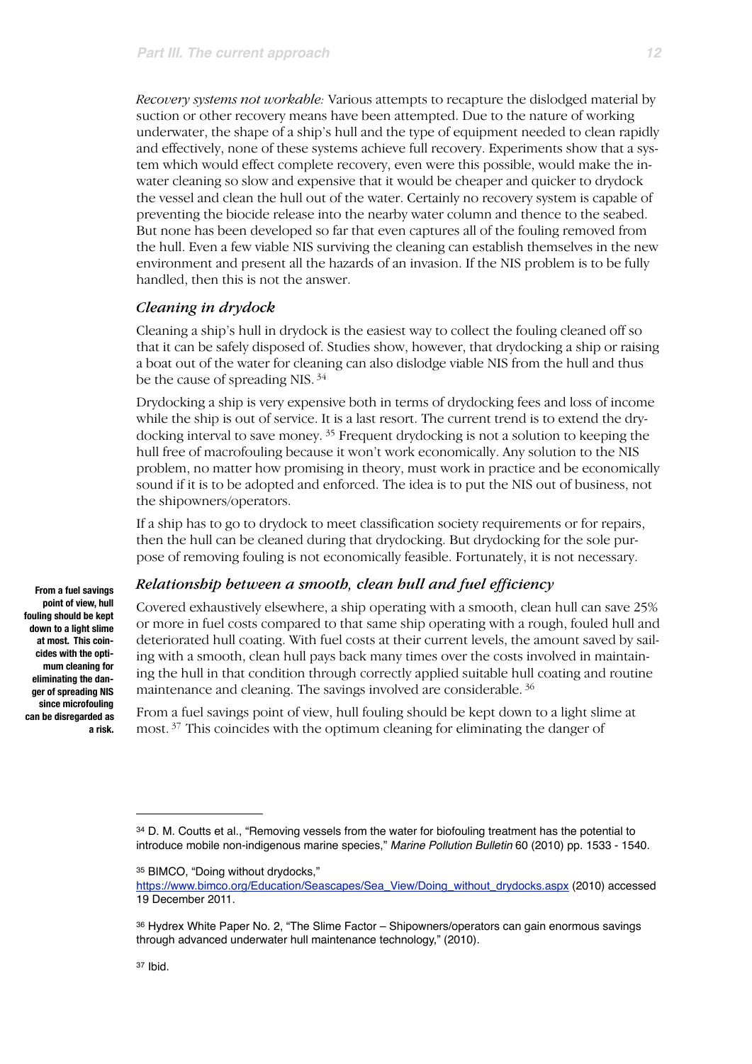*Recovery systems not workable:* Various attempts to recapture the dislodged material by suction or other recovery means have been attempted. Due to the nature of working underwater, the shape of a ship's hull and the type of equipment needed to clean rapidly and effectively, none of these systems achieve full recovery. Experiments show that a system which would effect complete recovery, even were this possible, would make the in-water cleaning so slow and expensive that it would be cheaper and quicker to drydock the vessel and clean the hull out of the water. Certainly no recovery system is capable of preventing the biocide release into the nearby water column and thence to the seabed. But none has been developed so far that even captures all of the fouling removed from the hull. Even a few viable NIS surviving the cleaning can establish themselves in the new environment and present all the hazards of an invasion. If the NIS problem is to be fully handled, then this is not the answer.

### *Cleaning in drydock*

Cleaning a ship's hull in drydock is the easiest way to collect the fouling cleaned off so that it can be safely disposed of. Studies show, however, that drydocking a ship or raising a boat out of the water for cleaning can also dislodge viable NIS from the hull and thus be the cause of spreading NIS. [34]

Drydocking a ship is very expensive both in terms of drydocking fees and loss of income while the ship is out of service. It is a last resort. The current trend is to extend the drydocking interval to save money. [35] Frequent drydocking is not a solution to keeping the hull free of macrofouling because it won't work economically. Any solution to the NIS problem, no matter how promising in theory, must work in practice and be economically sound if it is to be adopted and enforced. The idea is to put the NIS out of business, not the shipowners/operators.

If a ship has to go to drydock to meet classification society requirements or for repairs, then the hull can be cleaned during that drydocking. But drydocking for the sole purpose of removing fouling is not economically feasible. Fortunately, it is not necessary.

### *Relationship between a smooth, clean hull and fuel efficiency*

**From a fuel savings point of view, hull fouling should be kept down to a light slime at most. This coincides with the optimum cleaning for eliminating the danger of spreading NIS since microfouling can be disregarded as a risk.**

Covered exhaustively elsewhere, a ship operating with a smooth, clean hull can save 25% or more in fuel costs compared to that same ship operating with a rough, fouled hull and deteriorated hull coating. With fuel costs at their current levels, the amount saved by sailing with a smooth, clean hull pays back many times over the costs involved in maintaining the hull in that condition through correctly applied suitable hull coating and routine maintenance and cleaning. The savings involved are considerable. [36]

From a fuel savings point of view, hull fouling should be kept down to a light slime at most. [37] This coincides with the optimum cleaning for eliminating the danger of

---

[34] D. M. Coutts et al., "Removing vessels from the water for biofouling treatment has the potential to introduce mobile non-indigenous marine species," *Marine Pollution Bulletin* 60 (2010) pp. 1533 - 1540.

[35] BIMCO, "Doing without drydocks," https://www.bimco.org/Education/Seascapes/Sea_View/Doing_without_drydocks.aspx (2010) accessed 19 December 2011.

[36] Hydrex White Paper No. 2, "The Slime Factor – Shipowners/operators can gain enormous savings through advanced underwater hull maintenance technology," (2010).

[37] Ibid.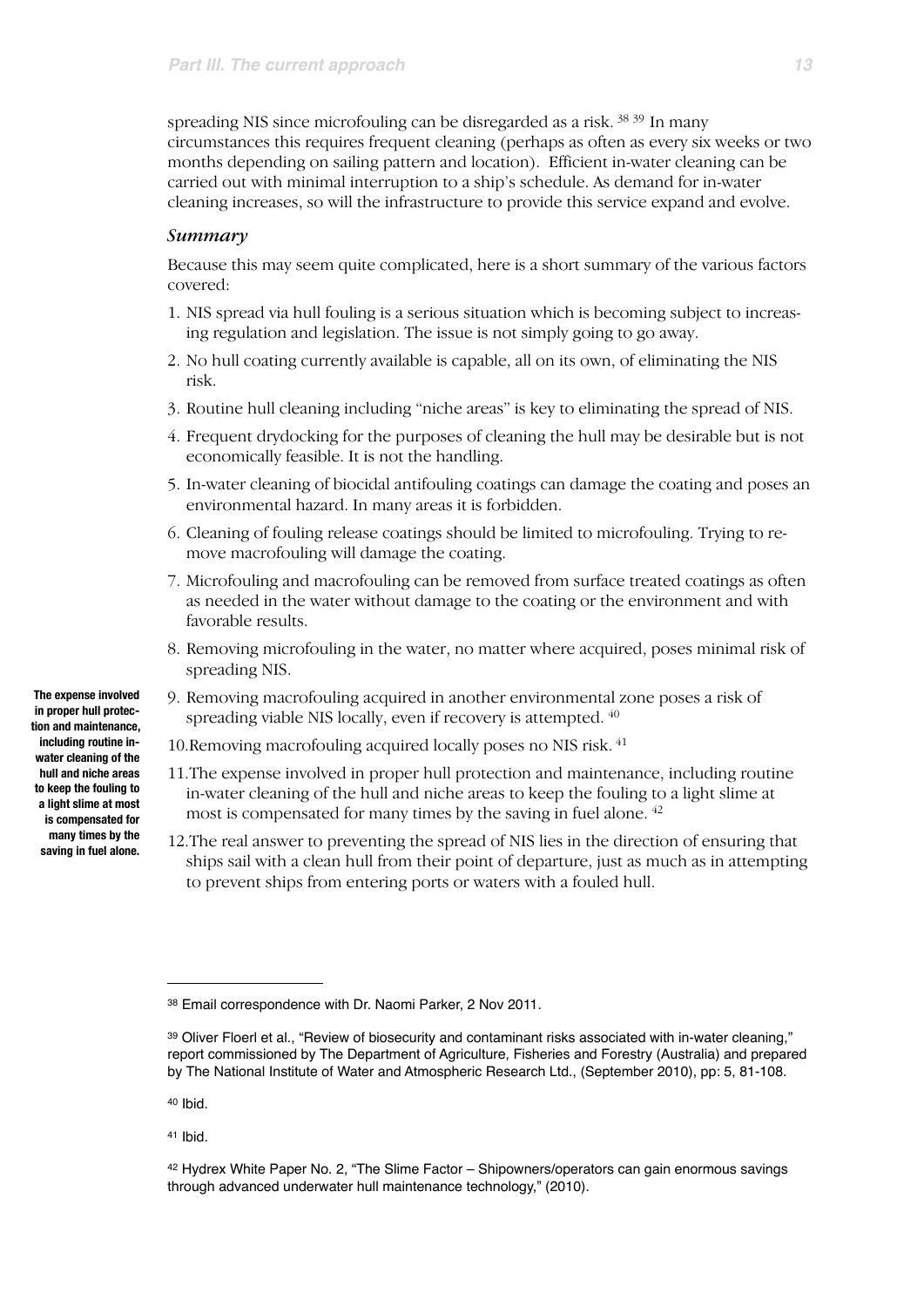spreading NIS since microfouling can be disregarded as a risk. [38] [39] In many circumstances this requires frequent cleaning (perhaps as often as every six weeks or two months depending on sailing pattern and location). Efficient in-water cleaning can be carried out with minimal interruption to a ship's schedule. As demand for in-water cleaning increases, so will the infrastructure to provide this service expand and evolve.

### *Summary*

Because this may seem quite complicated, here is a short summary of the various factors covered:

1. NIS spread via hull fouling is a serious situation which is becoming subject to increasing regulation and legislation. The issue is not simply going to go away.
2. No hull coating currently available is capable, all on its own, of eliminating the NIS risk.
3. Routine hull cleaning including "niche areas" is key to eliminating the spread of NIS.
4. Frequent drydocking for the purposes of cleaning the hull may be desirable but is not economically feasible. It is not the handling.
5. In-water cleaning of biocidal antifouling coatings can damage the coating and poses an environmental hazard. In many areas it is forbidden.
6. Cleaning of fouling release coatings should be limited to microfouling. Trying to remove macrofouling will damage the coating.
7. Microfouling and macrofouling can be removed from surface treated coatings as often as needed in the water without damage to the coating or the environment and with favorable results.
8. Removing microfouling in the water, no matter where acquired, poses minimal risk of spreading NIS.
9. Removing macrofouling acquired in another environmental zone poses a risk of spreading viable NIS locally, even if recovery is attempted. [40]
10. Removing macrofouling acquired locally poses no NIS risk. [41]
11. The expense involved in proper hull protection and maintenance, including routine in-water cleaning of the hull and niche areas to keep the fouling to a light slime at most is compensated for many times by the saving in fuel alone. [42]
12. The real answer to preventing the spread of NIS lies in the direction of ensuring that ships sail with a clean hull from their point of departure, just as much as in attempting to prevent ships from entering ports or waters with a fouled hull.

**The expense involved in proper hull protection and maintenance, including routine in-water cleaning of the hull and niche areas to keep the fouling to a light slime at most is compensated for many times by the saving in fuel alone.**

---

[38] Email correspondence with Dr. Naomi Parker, 2 Nov 2011.

[39] Oliver Floerl et al., "Review of biosecurity and contaminant risks associated with in-water cleaning," report commissioned by The Department of Agriculture, Fisheries and Forestry (Australia) and prepared by The National Institute of Water and Atmospheric Research Ltd., (September 2010), pp: 5, 81-108.

[40] Ibid.

[41] Ibid.

[42] Hydrex White Paper No. 2, "The Slime Factor – Shipowners/operators can gain enormous savings through advanced underwater hull maintenance technology," (2010).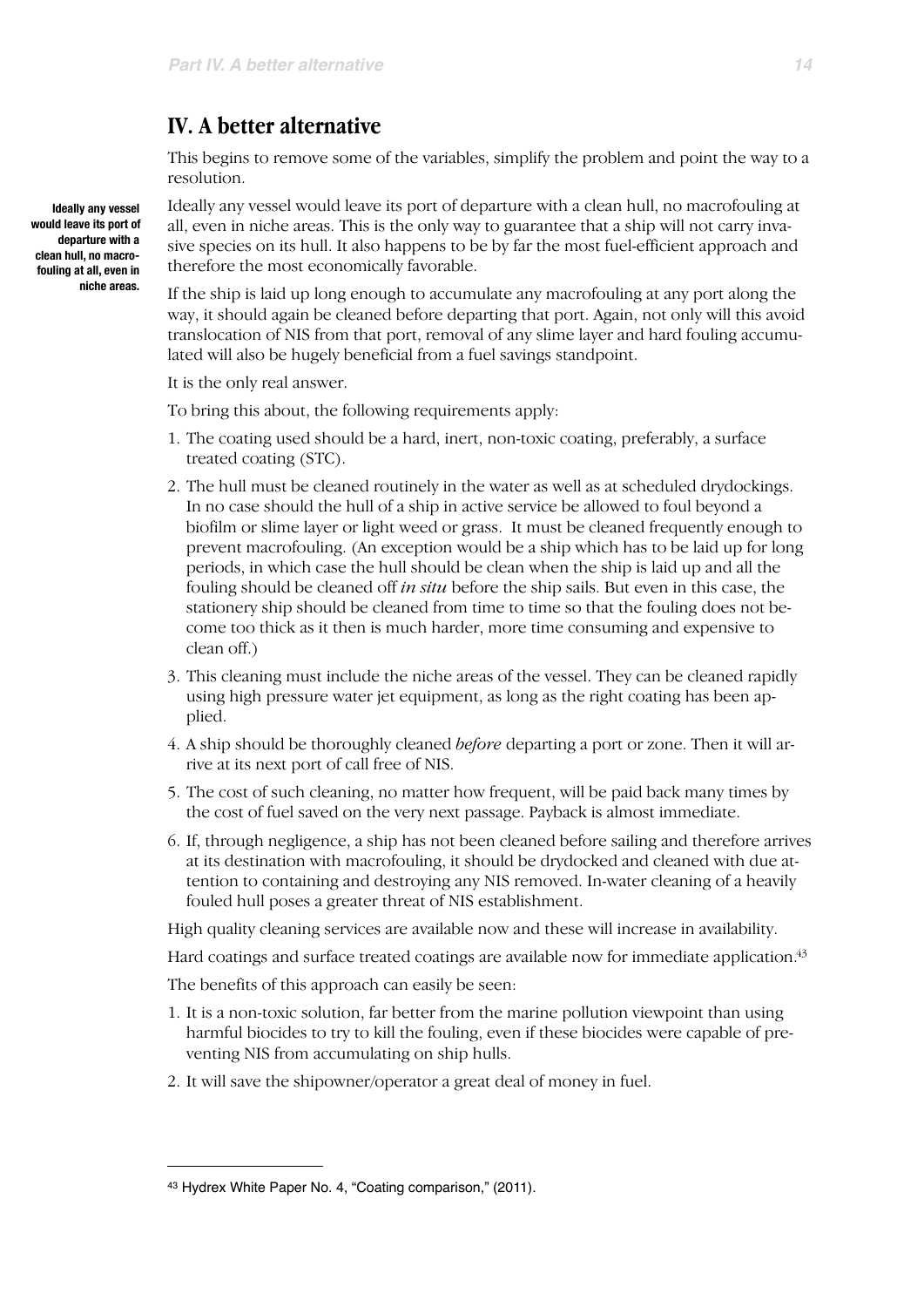## IV. A better alternative

This begins to remove some of the variables, simplify the problem and point the way to a resolution.

**Ideally any vessel would leave its port of departure with a clean hull, no macrofouling at all, even in niche areas.**

Ideally any vessel would leave its port of departure with a clean hull, no macrofouling at all, even in niche areas. This is the only way to guarantee that a ship will not carry invasive species on its hull. It also happens to be by far the most fuel-efficient approach and therefore the most economically favorable.

If the ship is laid up long enough to accumulate any macrofouling at any port along the way, it should again be cleaned before departing that port. Again, not only will this avoid translocation of NIS from that port, removal of any slime layer and hard fouling accumulated will also be hugely beneficial from a fuel savings standpoint.

It is the only real answer.

To bring this about, the following requirements apply:

1. The coating used should be a hard, inert, non-toxic coating, preferably, a surface treated coating (STC).
2. The hull must be cleaned routinely in the water as well as at scheduled drydockings. In no case should the hull of a ship in active service be allowed to foul beyond a biofilm or slime layer or light weed or grass. It must be cleaned frequently enough to prevent macrofouling. (An exception would be a ship which has to be laid up for long periods, in which case the hull should be clean when the ship is laid up and all the fouling should be cleaned off *in situ* before the ship sails. But even in this case, the stationery ship should be cleaned from time to time so that the fouling does not become too thick as it then is much harder, more time consuming and expensive to clean off.)
3. This cleaning must include the niche areas of the vessel. They can be cleaned rapidly using high pressure water jet equipment, as long as the right coating has been applied.
4. A ship should be thoroughly cleaned *before* departing a port or zone. Then it will arrive at its next port of call free of NIS.
5. The cost of such cleaning, no matter how frequent, will be paid back many times by the cost of fuel saved on the very next passage. Payback is almost immediate.
6. If, through negligence, a ship has not been cleaned before sailing and therefore arrives at its destination with macrofouling, it should be drydocked and cleaned with due attention to containing and destroying any NIS removed. In-water cleaning of a heavily fouled hull poses a greater threat of NIS establishment.

High quality cleaning services are available now and these will increase in availability.

Hard coatings and surface treated coatings are available now for immediate application.[43]

The benefits of this approach can easily be seen:

1. It is a non-toxic solution, far better from the marine pollution viewpoint than using harmful biocides to try to kill the fouling, even if these biocides were capable of preventing NIS from accumulating on ship hulls.
2. It will save the shipowner/operator a great deal of money in fuel.

---

[43] Hydrex White Paper No. 4, "Coating comparison," (2011).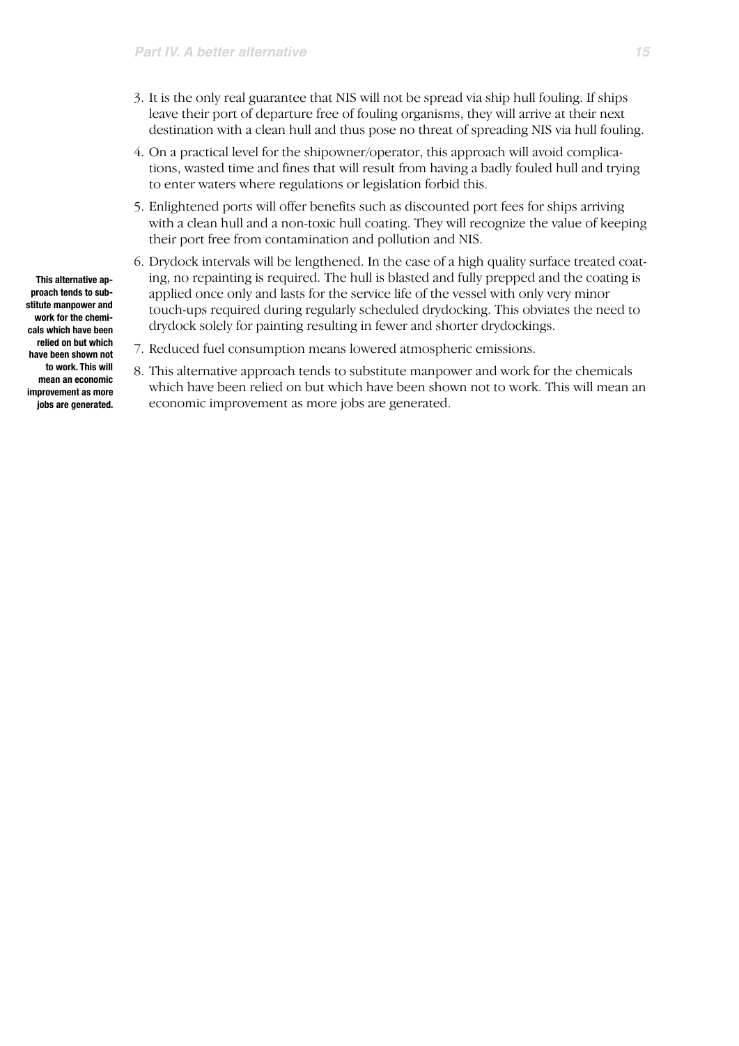3. It is the only real guarantee that NIS will not be spread via ship hull fouling. If ships leave their port of departure free of fouling organisms, they will arrive at their next destination with a clean hull and thus pose no threat of spreading NIS via hull fouling.
4. On a practical level for the shipowner/operator, this approach will avoid complications, wasted time and fines that will result from having a badly fouled hull and trying to enter waters where regulations or legislation forbid this.
5. Enlightened ports will offer benefits such as discounted port fees for ships arriving with a clean hull and a non-toxic hull coating. They will recognize the value of keeping their port free from contamination and pollution and NIS.
6. Drydock intervals will be lengthened. In the case of a high quality surface treated coating, no repainting is required. The hull is blasted and fully prepped and the coating is applied once only and lasts for the service life of the vessel with only very minor touch-ups required during regularly scheduled drydocking. This obviates the need to drydock solely for painting resulting in fewer and shorter drydockings.
7. Reduced fuel consumption means lowered atmospheric emissions.
8. This alternative approach tends to substitute manpower and work for the chemicals which have been relied on but which have been shown not to work. This will mean an economic improvement as more jobs are generated.

**This alternative approach tends to substitute manpower and work for the chemicals which have been relied on but which have been shown not to work. This will mean an economic improvement as more jobs are generated.**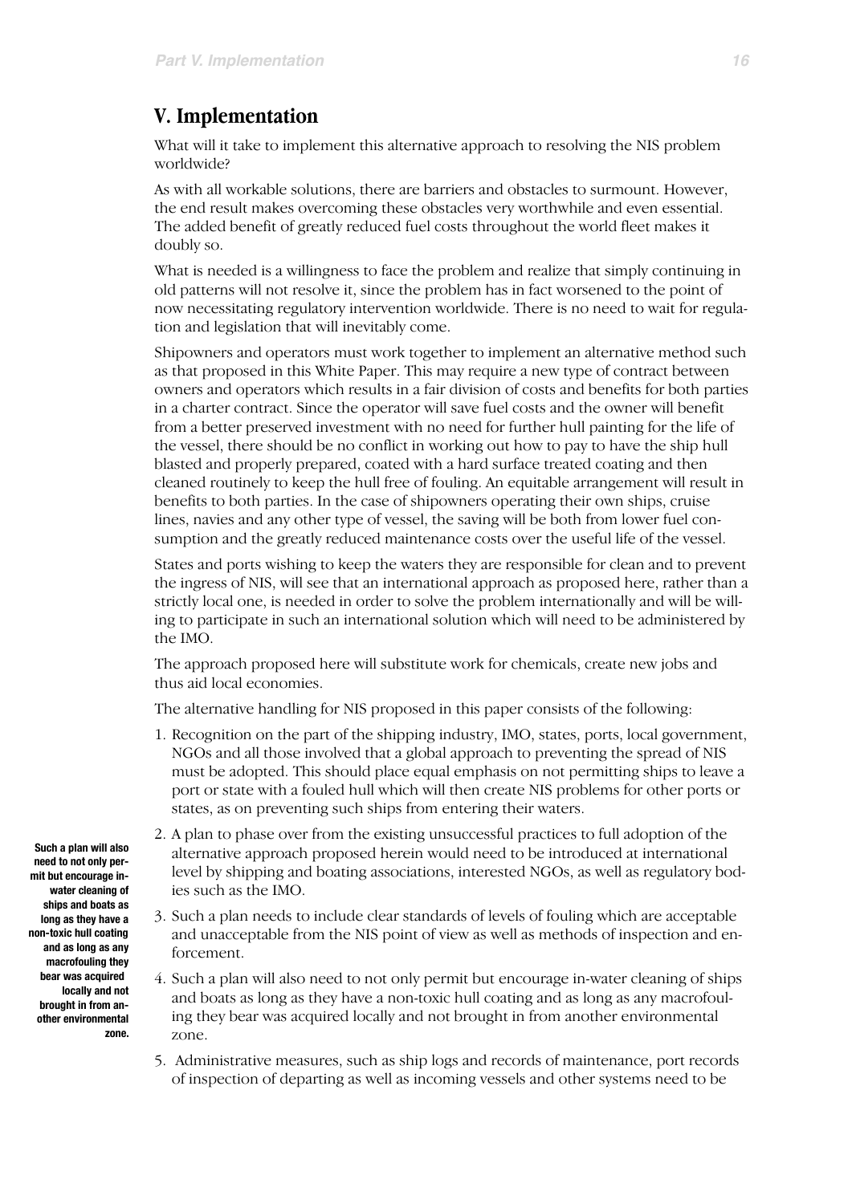## V. Implementation

What will it take to implement this alternative approach to resolving the NIS problem worldwide?

As with all workable solutions, there are barriers and obstacles to surmount. However, the end result makes overcoming these obstacles very worthwhile and even essential. The added benefit of greatly reduced fuel costs throughout the world fleet makes it doubly so.

What is needed is a willingness to face the problem and realize that simply continuing in old patterns will not resolve it, since the problem has in fact worsened to the point of now necessitating regulatory intervention worldwide. There is no need to wait for regulation and legislation that will inevitably come.

Shipowners and operators must work together to implement an alternative method such as that proposed in this White Paper. This may require a new type of contract between owners and operators which results in a fair division of costs and benefits for both parties in a charter contract. Since the operator will save fuel costs and the owner will benefit from a better preserved investment with no need for further hull painting for the life of the vessel, there should be no conflict in working out how to pay to have the ship hull blasted and properly prepared, coated with a hard surface treated coating and then cleaned routinely to keep the hull free of fouling. An equitable arrangement will result in benefits to both parties. In the case of shipowners operating their own ships, cruise lines, navies and any other type of vessel, the saving will be both from lower fuel consumption and the greatly reduced maintenance costs over the useful life of the vessel.

States and ports wishing to keep the waters they are responsible for clean and to prevent the ingress of NIS, will see that an international approach as proposed here, rather than a strictly local one, is needed in order to solve the problem internationally and will be willing to participate in such an international solution which will need to be administered by the IMO.

The approach proposed here will substitute work for chemicals, create new jobs and thus aid local economies.

The alternative handling for NIS proposed in this paper consists of the following:

1. Recognition on the part of the shipping industry, IMO, states, ports, local government, NGOs and all those involved that a global approach to preventing the spread of NIS must be adopted. This should place equal emphasis on not permitting ships to leave a port or state with a fouled hull which will then create NIS problems for other ports or states, as on preventing such ships from entering their waters.
2. A plan to phase over from the existing unsuccessful practices to full adoption of the alternative approach proposed herein would need to be introduced at international level by shipping and boating associations, interested NGOs, as well as regulatory bodies such as the IMO.
3. Such a plan needs to include clear standards of levels of fouling which are acceptable and unacceptable from the NIS point of view as well as methods of inspection and enforcement.
4. Such a plan will also need to not only permit but encourage in-water cleaning of ships and boats as long as they have a non-toxic hull coating and as long as any macrofouling they bear was acquired locally and not brought in from another environmental zone.
5. Administrative measures, such as ship logs and records of maintenance, port records of inspection of departing as well as incoming vessels and other systems need to be

**Such a plan will also need to not only permit but encourage in-water cleaning of ships and boats as long as they have a non-toxic hull coating and as long as any macrofouling they bear was acquired locally and not brought in from another environmental zone.**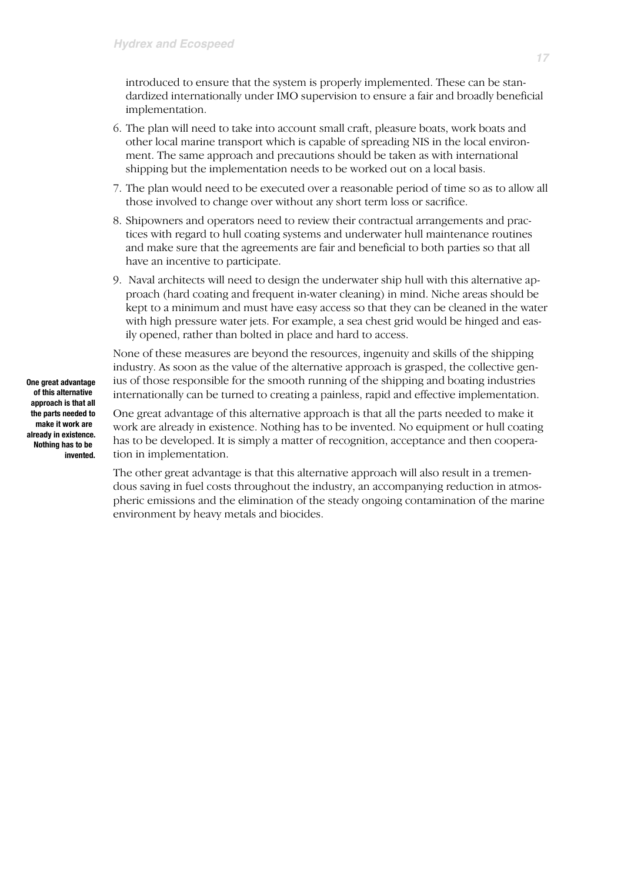introduced to ensure that the system is properly implemented. These can be standardized internationally under IMO supervision to ensure a fair and broadly beneficial implementation.

6. The plan will need to take into account small craft, pleasure boats, work boats and other local marine transport which is capable of spreading NIS in the local environment. The same approach and precautions should be taken as with international shipping but the implementation needs to be worked out on a local basis.
7. The plan would need to be executed over a reasonable period of time so as to allow all those involved to change over without any short term loss or sacrifice.
8. Shipowners and operators need to review their contractual arrangements and practices with regard to hull coating systems and underwater hull maintenance routines and make sure that the agreements are fair and beneficial to both parties so that all have an incentive to participate.
9. Naval architects will need to design the underwater ship hull with this alternative approach (hard coating and frequent in-water cleaning) in mind. Niche areas should be kept to a minimum and must have easy access so that they can be cleaned in the water with high pressure water jets. For example, a sea chest grid would be hinged and easily opened, rather than bolted in place and hard to access.

None of these measures are beyond the resources, ingenuity and skills of the shipping industry. As soon as the value of the alternative approach is grasped, the collective genius of those responsible for the smooth running of the shipping and boating industries internationally can be turned to creating a painless, rapid and effective implementation.

**One great advantage of this alternative approach is that all the parts needed to make it work are already in existence. Nothing has to be invented.**

One great advantage of this alternative approach is that all the parts needed to make it work are already in existence. Nothing has to be invented. No equipment or hull coating has to be developed. It is simply a matter of recognition, acceptance and then cooperation in implementation.

The other great advantage is that this alternative approach will also result in a tremendous saving in fuel costs throughout the industry, an accompanying reduction in atmospheric emissions and the elimination of the steady ongoing contamination of the marine environment by heavy metals and biocides.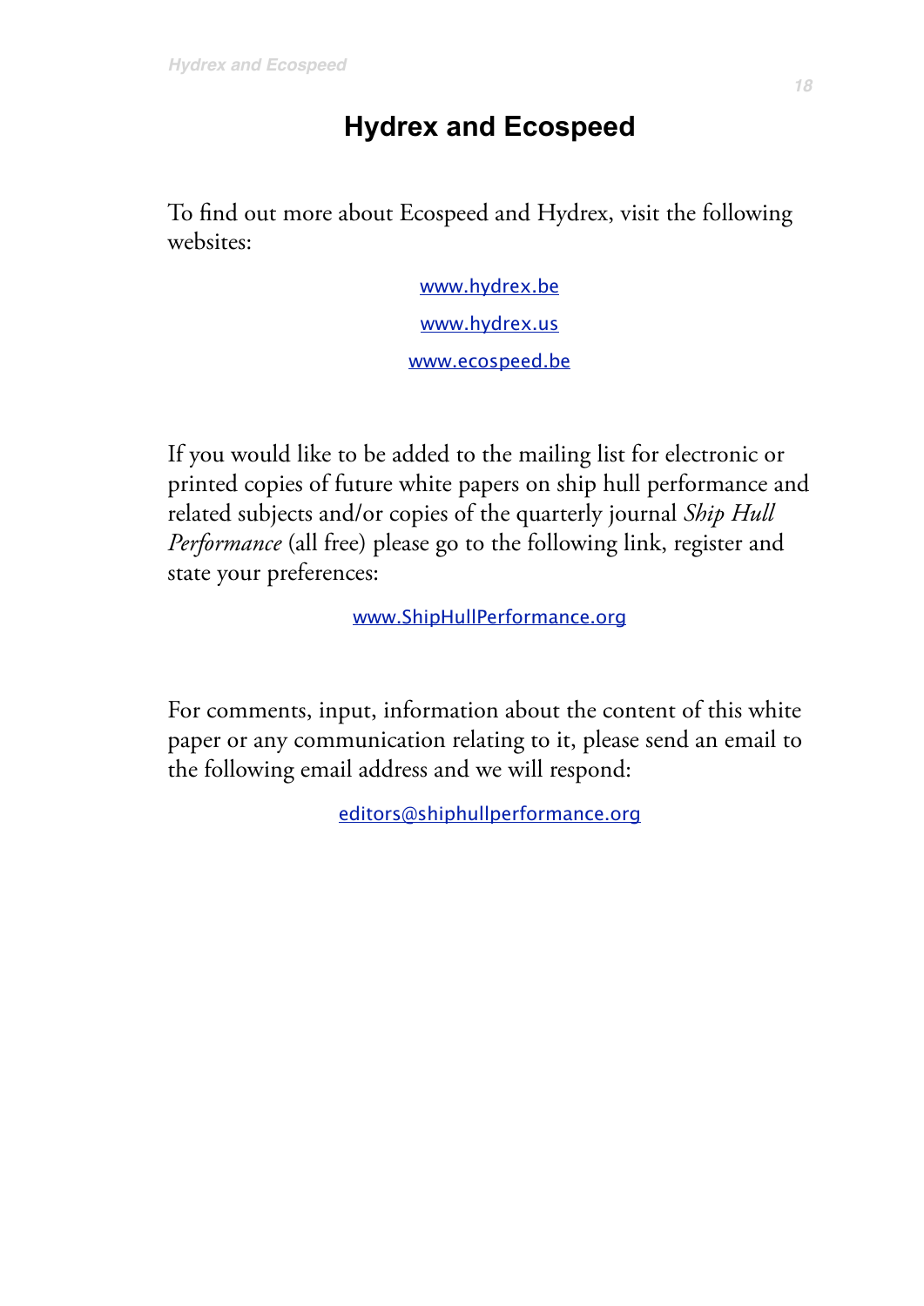# Hydrex and Ecospeed

To find out more about Ecospeed and Hydrex, visit the following websites:

www.hydrex.be

www.hydrex.us

www.ecospeed.be

If you would like to be added to the mailing list for electronic or printed copies of future white papers on ship hull performance and related subjects and/or copies of the quarterly journal *Ship Hull Performance* (all free) please go to the following link, register and state your preferences:

www.ShipHullPerformance.org

For comments, input, information about the content of this white paper or any communication relating to it, please send an email to the following email address and we will respond:

editors@shiphullperformance.org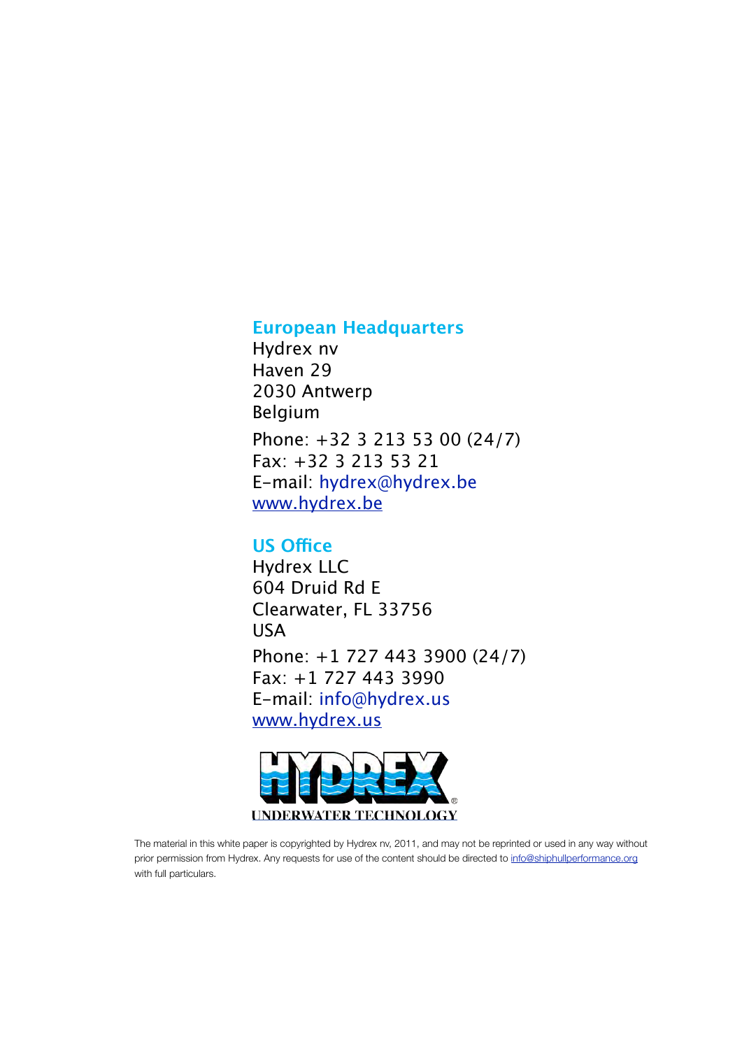## European Headquarters

Hydrex nv
Haven 29
2030 Antwerp
Belgium

Phone: +32 3 213 53 00 (24/7)
Fax: +32 3 213 53 21
E-mail: hydrex@hydrex.be
www.hydrex.be

## US Office

Hydrex LLC
604 Druid Rd E
Clearwater, FL 33756
USA

Phone: +1 727 443 3900 (24/7)
Fax: +1 727 443 3990
E-mail: info@hydrex.us
www.hydrex.us

HYDREX®
UNDERWATER TECHNOLOGY

The material in this white paper is copyrighted by Hydrex nv, 2011, and may not be reprinted or used in any way without prior permission from Hydrex. Any requests for use of the content should be directed to info@shiphullperformance.org with full particulars.